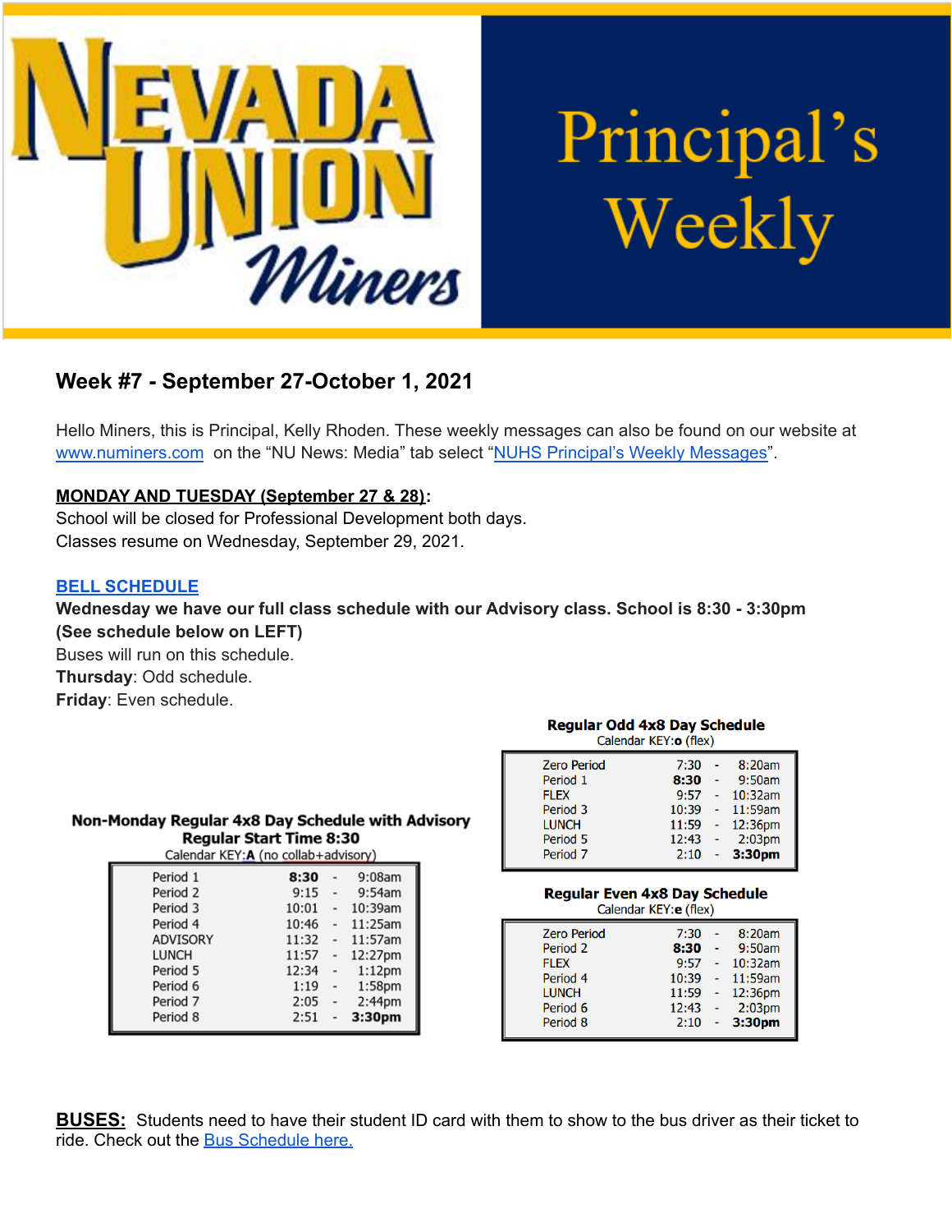# Nevada Union Miners — Principal's Weekly

## Week #7 - September 27-October 1, 2021

Hello Miners, this is Principal, Kelly Rhoden. These weekly messages can also be found on our website at www.numiners.com on the "NU News: Media" tab select "NUHS Principal's Weekly Messages".

**MONDAY AND TUESDAY (September 27 & 28):**
School will be closed for Professional Development both days.
Classes resume on Wednesday, September 29, 2021.

**BELL SCHEDULE**

**Wednesday we have our full class schedule with our Advisory class. School is 8:30 - 3:30pm (See schedule below on LEFT)**
Buses will run on this schedule.
**Thursday**: Odd schedule.
**Friday**: Even schedule.

**Non-Monday Regular 4x8 Day Schedule with Advisory**
**Regular Start Time 8:30**
Calendar KEY:**A** (no collab+advisory)

| Period | Start | | End |
|---|---|---|---|
| Period 1 | **8:30** | - | 9:08am |
| Period 2 | 9:15 | - | 9:54am |
| Period 3 | 10:01 | - | 10:39am |
| Period 4 | 10:46 | - | 11:25am |
| ADVISORY | 11:32 | - | 11:57am |
| LUNCH | 11:57 | - | 12:27pm |
| Period 5 | 12:34 | - | 1:12pm |
| Period 6 | 1:19 | - | 1:58pm |
| Period 7 | 2:05 | - | 2:44pm |
| Period 8 | 2:51 | - | **3:30pm** |

**Regular Odd 4x8 Day Schedule**
Calendar KEY:**o** (flex)

| Period | Start | | End |
|---|---|---|---|
| Zero Period | 7:30 | - | 8:20am |
| Period 1 | **8:30** | - | 9:50am |
| FLEX | 9:57 | - | 10:32am |
| Period 3 | 10:39 | - | 11:59am |
| LUNCH | 11:59 | - | 12:36pm |
| Period 5 | 12:43 | - | 2:03pm |
| Period 7 | 2:10 | - | **3:30pm** |

**Regular Even 4x8 Day Schedule**
Calendar KEY:**e** (flex)

| Period | Start | | End |
|---|---|---|---|
| Zero Period | 7:30 | - | 8:20am |
| Period 2 | **8:30** | - | 9:50am |
| FLEX | 9:57 | - | 10:32am |
| Period 4 | 10:39 | - | 11:59am |
| LUNCH | 11:59 | - | 12:36pm |
| Period 6 | 12:43 | - | 2:03pm |
| Period 8 | 2:10 | - | **3:30pm** |

**BUSES:** Students need to have their student ID card with them to show to the bus driver as their ticket to ride. Check out the Bus Schedule here.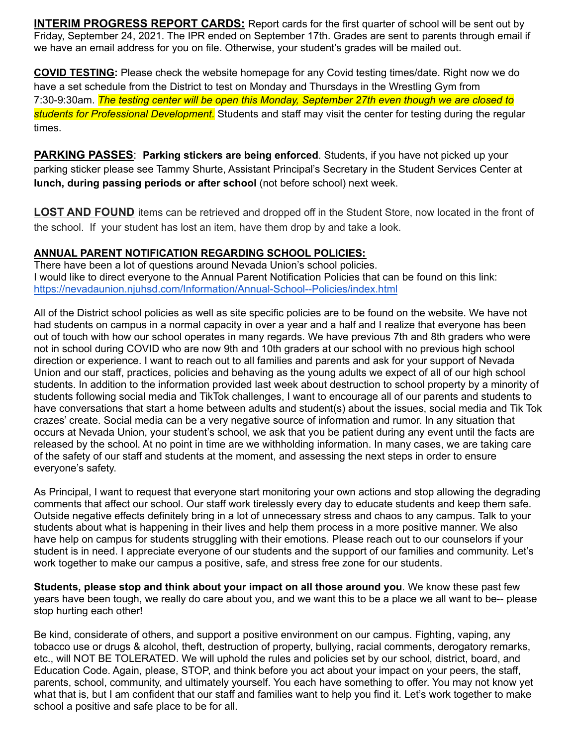**INTERIM PROGRESS REPORT CARDS:** Report cards for the first quarter of school will be sent out by Friday, September 24, 2021. The IPR ended on September 17th. Grades are sent to parents through email if we have an email address for you on file. Otherwise, your student's grades will be mailed out.

**COVID TESTING:** Please check the website homepage for any Covid testing times/date. Right now we do have a set schedule from the District to test on Monday and Thursdays in the Wrestling Gym from 7:30-9:30am. *The testing center will be open this Monday, September 27th even though we are closed to students for Professional Development.* Students and staff may visit the center for testing during the regular times.

**PARKING PASSES**: **Parking stickers are being enforced**. Students, if you have not picked up your parking sticker please see Tammy Shurte, Assistant Principal's Secretary in the Student Services Center at **lunch, during passing periods or after school** (not before school) next week.

**LOST AND FOUND** items can be retrieved and dropped off in the Student Store, now located in the front of the school. If your student has lost an item, have them drop by and take a look.

**ANNUAL PARENT NOTIFICATION REGARDING SCHOOL POLICIES:**
There have been a lot of questions around Nevada Union's school policies.
I would like to direct everyone to the Annual Parent Notification Policies that can be found on this link: https://nevadaunion.njuhsd.com/Information/Annual-School--Policies/index.html

All of the District school policies as well as site specific policies are to be found on the website. We have not had students on campus in a normal capacity in over a year and a half and I realize that everyone has been out of touch with how our school operates in many regards. We have previous 7th and 8th graders who were not in school during COVID who are now 9th and 10th graders at our school with no previous high school direction or experience. I want to reach out to all families and parents and ask for your support of Nevada Union and our staff, practices, policies and behaving as the young adults we expect of all of our high school students. In addition to the information provided last week about destruction to school property by a minority of students following social media and TikTok challenges, I want to encourage all of our parents and students to have conversations that start a home between adults and student(s) about the issues, social media and Tik Tok crazes' create. Social media can be a very negative source of information and rumor. In any situation that occurs at Nevada Union, your student's school, we ask that you be patient during any event until the facts are released by the school. At no point in time are we withholding information. In many cases, we are taking care of the safety of our staff and students at the moment, and assessing the next steps in order to ensure everyone's safety.

As Principal, I want to request that everyone start monitoring your own actions and stop allowing the degrading comments that affect our school. Our staff work tirelessly every day to educate students and keep them safe. Outside negative effects definitely bring in a lot of unnecessary stress and chaos to any campus. Talk to your students about what is happening in their lives and help them process in a more positive manner. We also have help on campus for students struggling with their emotions. Please reach out to our counselors if your student is in need. I appreciate everyone of our students and the support of our families and community. Let's work together to make our campus a positive, safe, and stress free zone for our students.

**Students, please stop and think about your impact on all those around you**. We know these past few years have been tough, we really do care about you, and we want this to be a place we all want to be-- please stop hurting each other!

Be kind, considerate of others, and support a positive environment on our campus. Fighting, vaping, any tobacco use or drugs & alcohol, theft, destruction of property, bullying, racial comments, derogatory remarks, etc., will NOT BE TOLERATED. We will uphold the rules and policies set by our school, district, board, and Education Code. Again, please, STOP, and think before you act about your impact on your peers, the staff, parents, school, community, and ultimately yourself. You each have something to offer. You may not know yet what that is, but I am confident that our staff and families want to help you find it. Let's work together to make school a positive and safe place to be for all.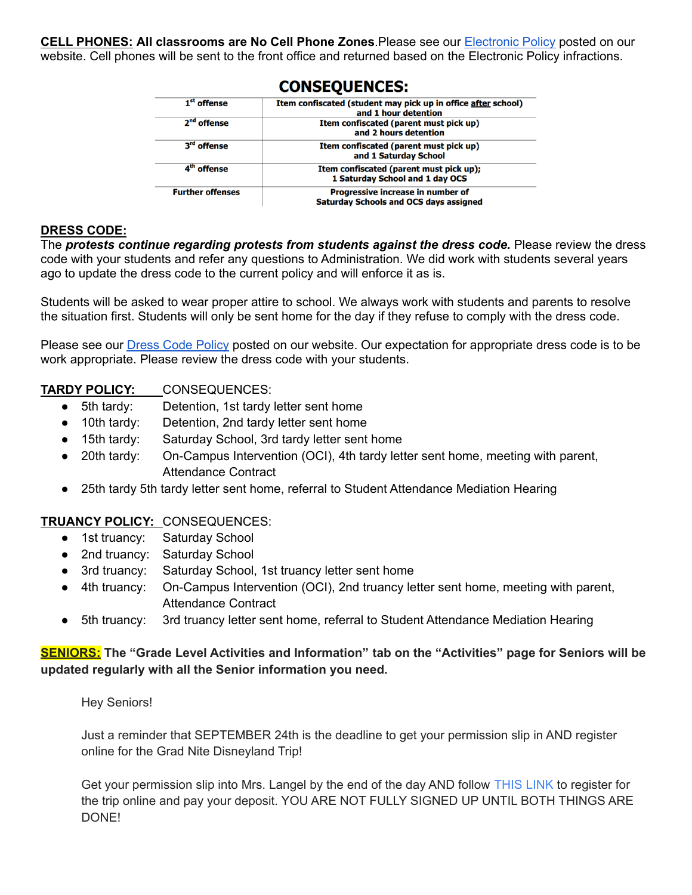**CELL PHONES: All classrooms are No Cell Phone Zones**.Please see our Electronic Policy posted on our website. Cell phones will be sent to the front office and returned based on the Electronic Policy infractions.

## CONSEQUENCES:

| | |
|---|---|
| 1st offense | Item confiscated (student may pick up in office after school) and 1 hour detention |
| 2nd offense | Item confiscated (parent must pick up) and 2 hours detention |
| 3rd offense | Item confiscated (parent must pick up) and 1 Saturday School |
| 4th offense | Item confiscated (parent must pick up); 1 Saturday School and 1 day OCS |
| Further offenses | Progressive increase in number of Saturday Schools and OCS days assigned |

**DRESS CODE:**

The ***protests continue regarding protests from students against the dress code.*** Please review the dress code with your students and refer any questions to Administration. We did work with students several years ago to update the dress code to the current policy and will enforce it as is.

Students will be asked to wear proper attire to school. We always work with students and parents to resolve the situation first. Students will only be sent home for the day if they refuse to comply with the dress code.

Please see our Dress Code Policy posted on our website. Our expectation for appropriate dress code is to be work appropriate. Please review the dress code with your students.

**TARDY POLICY:** CONSEQUENCES:

- 5th tardy: Detention, 1st tardy letter sent home
- 10th tardy: Detention, 2nd tardy letter sent home
- 15th tardy: Saturday School, 3rd tardy letter sent home
- 20th tardy: On-Campus Intervention (OCI), 4th tardy letter sent home, meeting with parent, Attendance Contract
- 25th tardy 5th tardy letter sent home, referral to Student Attendance Mediation Hearing

**TRUANCY POLICY:** CONSEQUENCES:

- 1st truancy: Saturday School
- 2nd truancy: Saturday School
- 3rd truancy: Saturday School, 1st truancy letter sent home
- 4th truancy: On-Campus Intervention (OCI), 2nd truancy letter sent home, meeting with parent, Attendance Contract
- 5th truancy: 3rd truancy letter sent home, referral to Student Attendance Mediation Hearing

**SENIORS: The "Grade Level Activities and Information" tab on the "Activities" page for Seniors will be updated regularly with all the Senior information you need.**

Hey Seniors!

Just a reminder that SEPTEMBER 24th is the deadline to get your permission slip in AND register online for the Grad Nite Disneyland Trip!

Get your permission slip into Mrs. Langel by the end of the day AND follow THIS LINK to register for the trip online and pay your deposit. YOU ARE NOT FULLY SIGNED UP UNTIL BOTH THINGS ARE DONE!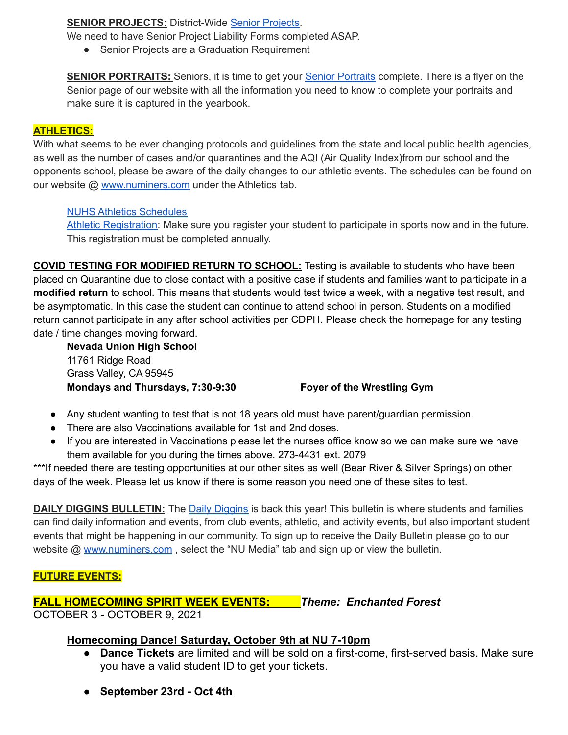**SENIOR PROJECTS:** District-Wide Senior Projects.

We need to have Senior Project Liability Forms completed ASAP.

- Senior Projects are a Graduation Requirement

**SENIOR PORTRAITS:** Seniors, it is time to get your Senior Portraits complete. There is a flyer on the Senior page of our website with all the information you need to know to complete your portraits and make sure it is captured in the yearbook.

**ATHLETICS:**

With what seems to be ever changing protocols and guidelines from the state and local public health agencies, as well as the number of cases and/or quarantines and the AQI (Air Quality Index)from our school and the opponents school, please be aware of the daily changes to our athletic events. The schedules can be found on our website @ www.numiners.com under the Athletics tab.

NUHS Athletics Schedules

Athletic Registration: Make sure you register your student to participate in sports now and in the future. This registration must be completed annually.

**COVID TESTING FOR MODIFIED RETURN TO SCHOOL:** Testing is available to students who have been placed on Quarantine due to close contact with a positive case if students and families want to participate in a **modified return** to school. This means that students would test twice a week, with a negative test result, and be asymptomatic. In this case the student can continue to attend school in person. Students on a modified return cannot participate in any after school activities per CDPH. Please check the homepage for any testing date / time changes moving forward.

**Nevada Union High School**
11761 Ridge Road
Grass Valley, CA 95945
**Mondays and Thursdays, 7:30-9:30** **Foyer of the Wrestling Gym**

- Any student wanting to test that is not 18 years old must have parent/guardian permission.
- There are also Vaccinations available for 1st and 2nd doses.
- If you are interested in Vaccinations please let the nurses office know so we can make sure we have them available for you during the times above. 273-4431 ext. 2079

***If needed there are testing opportunities at our other sites as well (Bear River & Silver Springs) on other days of the week. Please let us know if there is some reason you need one of these sites to test.

**DAILY DIGGINS BULLETIN:** The Daily Diggins is back this year! This bulletin is where students and families can find daily information and events, from club events, athletic, and activity events, but also important student events that might be happening in our community. To sign up to receive the Daily Bulletin please go to our website @ www.numiners.com , select the "NU Media" tab and sign up or view the bulletin.

**FUTURE EVENTS:**

**FALL HOMECOMING SPIRIT WEEK EVENTS:** ***Theme: Enchanted Forest***
OCTOBER 3 - OCTOBER 9, 2021

**Homecoming Dance! Saturday, October 9th at NU 7-10pm**

- **Dance Tickets** are limited and will be sold on a first-come, first-served basis. Make sure you have a valid student ID to get your tickets.
- **September 23rd - Oct 4th**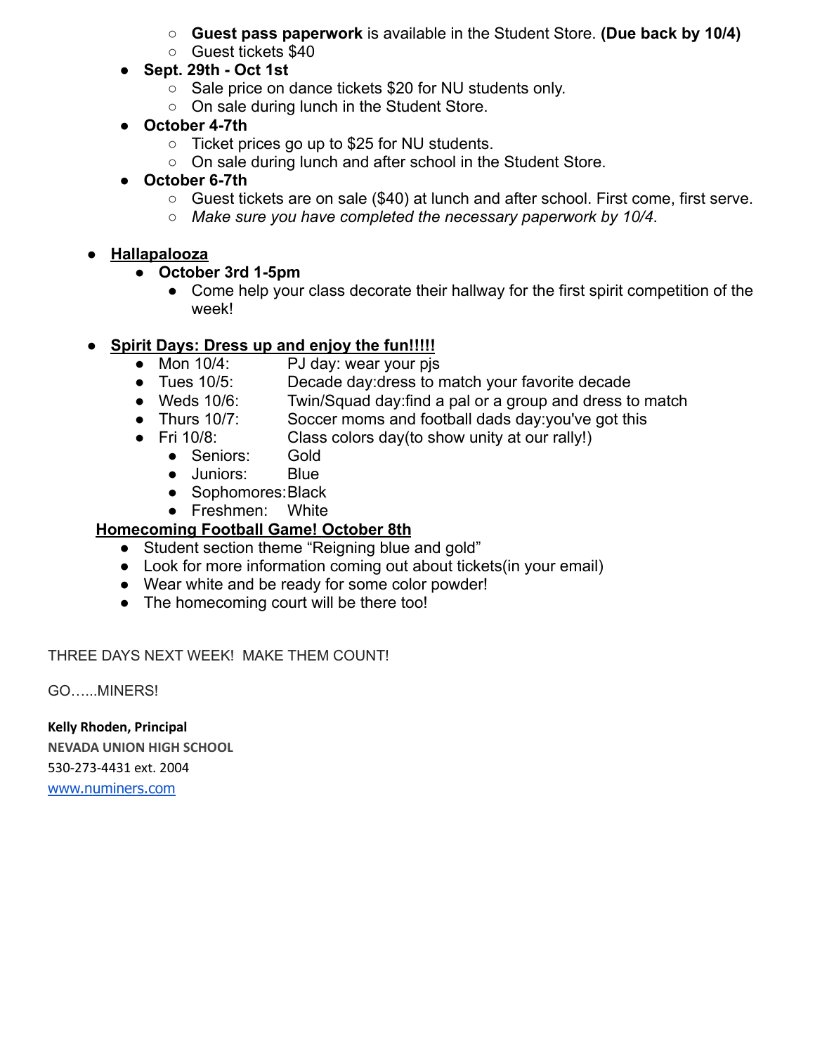- **Guest pass paperwork** is available in the Student Store. **(Due back by 10/4)**
    - Guest tickets $40
  - **Sept. 29th - Oct 1st**
    - Sale price on dance tickets $20 for NU students only.
    - On sale during lunch in the Student Store.
  - **October 4-7th**
    - Ticket prices go up to $25 for NU students.
    - On sale during lunch and after school in the Student Store.
  - **October 6-7th**
    - Guest tickets are on sale ($40) at lunch and after school. First come, first serve.
    - *Make sure you have completed the necessary paperwork by 10/4.*

- **<u>Hallapalooza</u>**
  - **October 3rd 1-5pm**
    - Come help your class decorate their hallway for the first spirit competition of the week!

- **<u>Spirit Days: Dress up and enjoy the fun!!!!!</u>**
  - Mon 10/4: PJ day: wear your pjs
  - Tues 10/5: Decade day:dress to match your favorite decade
  - Weds 10/6: Twin/Squad day:find a pal or a group and dress to match
  - Thurs 10/7: Soccer moms and football dads day:you've got this
  - Fri 10/8: Class colors day(to show unity at our rally!)
    - Seniors: Gold
    - Juniors: Blue
    - Sophomores: Black
    - Freshmen: White

**<u>Homecoming Football Game! October 8th</u>**

- Student section theme "Reigning blue and gold"
- Look for more information coming out about tickets(in your email)
- Wear white and be ready for some color powder!
- The homecoming court will be there too!

THREE DAYS NEXT WEEK! MAKE THEM COUNT!

GO…...MINERS!

**Kelly Rhoden, Principal**
NEVADA UNION HIGH SCHOOL
530-273-4431 ext. 2004
[www.numiners.com](http://www.numiners.com)